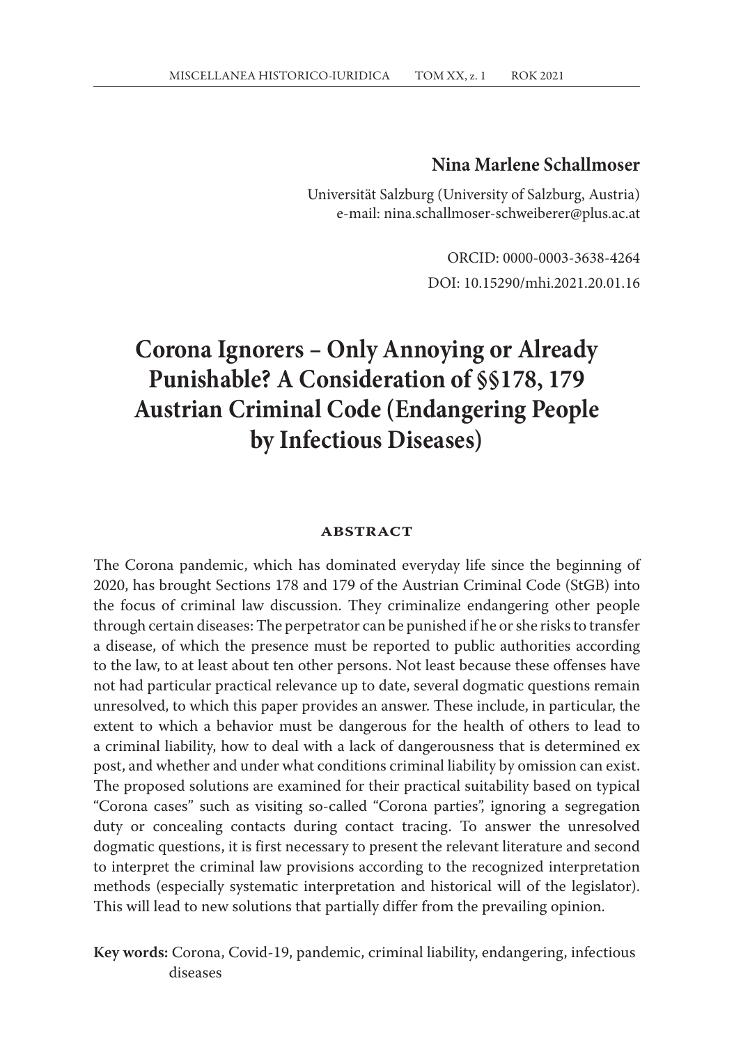**Nina Marlene Schallmoser**

Universität Salzburg (University of Salzburg, Austria)
e-mail: nina.schallmoser-schweiberer@plus.ac.at

ORCID: 0000-0003-3638-4264
DOI: 10.15290/mhi.2021.20.01.16

# Corona Ignorers – Only Annoying or Already Punishable? A Consideration of §§178, 179 Austrian Criminal Code (Endangering People by Infectious Diseases)

## ABSTRACT

The Corona pandemic, which has dominated everyday life since the beginning of 2020, has brought Sections 178 and 179 of the Austrian Criminal Code (StGB) into the focus of criminal law discussion. They criminalize endangering other people through certain diseases: The perpetrator can be punished if he or she risks to transfer a disease, of which the presence must be reported to public authorities according to the law, to at least about ten other persons. Not least because these offenses have not had particular practical relevance up to date, several dogmatic questions remain unresolved, to which this paper provides an answer. These include, in particular, the extent to which a behavior must be dangerous for the health of others to lead to a criminal liability, how to deal with a lack of dangerousness that is determined ex post, and whether and under what conditions criminal liability by omission can exist. The proposed solutions are examined for their practical suitability based on typical "Corona cases" such as visiting so-called "Corona parties", ignoring a segregation duty or concealing contacts during contact tracing. To answer the unresolved dogmatic questions, it is first necessary to present the relevant literature and second to interpret the criminal law provisions according to the recognized interpretation methods (especially systematic interpretation and historical will of the legislator). This will lead to new solutions that partially differ from the prevailing opinion.

**Key words:** Corona, Covid-19, pandemic, criminal liability, endangering, infectious diseases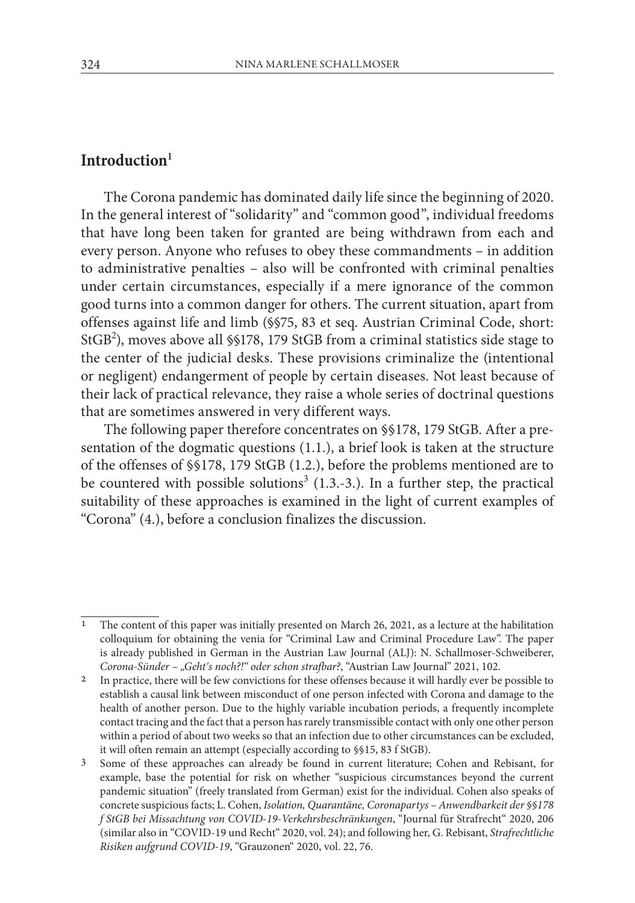## Introduction[1]

The Corona pandemic has dominated daily life since the beginning of 2020. In the general interest of "solidarity" and "common good", individual freedoms that have long been taken for granted are being withdrawn from each and every person. Anyone who refuses to obey these commandments – in addition to administrative penalties – also will be confronted with criminal penalties under certain circumstances, especially if a mere ignorance of the common good turns into a common danger for others. The current situation, apart from offenses against life and limb (§§75, 83 et seq. Austrian Criminal Code, short: StGB[2]), moves above all §§178, 179 StGB from a criminal statistics side stage to the center of the judicial desks. These provisions criminalize the (intentional or negligent) endangerment of people by certain diseases. Not least because of their lack of practical relevance, they raise a whole series of doctrinal questions that are sometimes answered in very different ways.

The following paper therefore concentrates on §§178, 179 StGB. After a presentation of the dogmatic questions (1.1.), a brief look is taken at the structure of the offenses of §§178, 179 StGB (1.2.), before the problems mentioned are to be countered with possible solutions[3] (1.3.-3.). In a further step, the practical suitability of these approaches is examined in the light of current examples of "Corona" (4.), before a conclusion finalizes the discussion.

---

[1] The content of this paper was initially presented on March 26, 2021, as a lecture at the habilitation colloquium for obtaining the venia for "Criminal Law and Criminal Procedure Law". The paper is already published in German in the Austrian Law Journal (ALJ): N. Schallmoser-Schweiberer, *Corona-Sünder – „Geht's noch?!" oder schon strafbar?*, "Austrian Law Journal" 2021, 102.

[2] In practice, there will be few convictions for these offenses because it will hardly ever be possible to establish a causal link between misconduct of one person infected with Corona and damage to the health of another person. Due to the highly variable incubation periods, a frequently incomplete contact tracing and the fact that a person has rarely transmissible contact with only one other person within a period of about two weeks so that an infection due to other circumstances can be excluded, it will often remain an attempt (especially according to §§15, 83 f StGB).

[3] Some of these approaches can already be found in current literature; Cohen and Rebisant, for example, base the potential for risk on whether "suspicious circumstances beyond the current pandemic situation" (freely translated from German) exist for the individual. Cohen also speaks of concrete suspicious facts; L. Cohen, *Isolation, Quarantäne, Coronapartys – Anwendbarkeit der §§178 f StGB bei Missachtung von COVID-19-Verkehrsbeschränkungen*, "Journal für Strafrecht" 2020, 206 (similar also in "COVID-19 und Recht" 2020, vol. 24); and following her, G. Rebisant, *Strafrechtliche Risiken aufgrund COVID-19*, "Grauzonen" 2020, vol. 22, 76.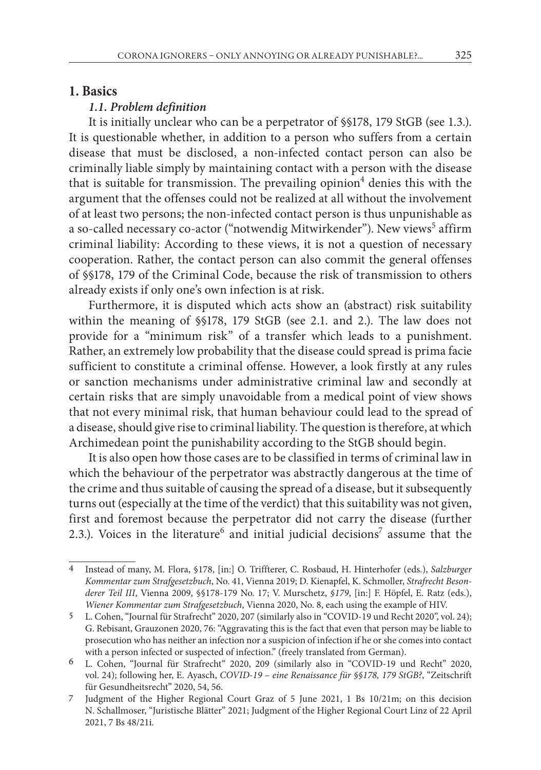# 1. Basics

### *1.1. Problem definition*

It is initially unclear who can be a perpetrator of §§178, 179 StGB (see 1.3.). It is questionable whether, in addition to a person who suffers from a certain disease that must be disclosed, a non-infected contact person can also be criminally liable simply by maintaining contact with a person with the disease that is suitable for transmission. The prevailing opinion[4] denies this with the argument that the offenses could not be realized at all without the involvement of at least two persons; the non-infected contact person is thus unpunishable as a so-called necessary co-actor ("notwendig Mitwirkender"). New views[5] affirm criminal liability: According to these views, it is not a question of necessary cooperation. Rather, the contact person can also commit the general offenses of §§178, 179 of the Criminal Code, because the risk of transmission to others already exists if only one's own infection is at risk.

Furthermore, it is disputed which acts show an (abstract) risk suitability within the meaning of §§178, 179 StGB (see 2.1. and 2.). The law does not provide for a "minimum risk" of a transfer which leads to a punishment. Rather, an extremely low probability that the disease could spread is prima facie sufficient to constitute a criminal offense. However, a look firstly at any rules or sanction mechanisms under administrative criminal law and secondly at certain risks that are simply unavoidable from a medical point of view shows that not every minimal risk, that human behaviour could lead to the spread of a disease, should give rise to criminal liability. The question is therefore, at which Archimedean point the punishability according to the StGB should begin.

It is also open how those cases are to be classified in terms of criminal law in which the behaviour of the perpetrator was abstractly dangerous at the time of the crime and thus suitable of causing the spread of a disease, but it subsequently turns out (especially at the time of the verdict) that this suitability was not given, first and foremost because the perpetrator did not carry the disease (further 2.3.). Voices in the literature[6] and initial judicial decisions[7] assume that the

---

[4] Instead of many, M. Flora, §178, [in:] O. Triffterer, C. Rosbaud, H. Hinterhofer (eds.), *Salzburger Kommentar zum Strafgesetzbuch*, No. 41, Vienna 2019; D. Kienapfel, K. Schmoller, *Strafrecht Besonderer Teil III*, Vienna 2009, §§178-179 No. 17; V. Murschetz, *§179*, [in:] F. Höpfel, E. Ratz (eds.), *Wiener Kommentar zum Strafgesetzbuch*, Vienna 2020, No. 8, each using the example of HIV.

[5] L. Cohen, "Journal für Strafrecht" 2020, 207 (similarly also in "COVID-19 und Recht 2020", vol. 24); G. Rebisant, Grauzonen 2020, 76: "Aggravating this is the fact that even that person may be liable to prosecution who has neither an infection nor a suspicion of infection if he or she comes into contact with a person infected or suspected of infection." (freely translated from German).

[6] L. Cohen, "Journal für Strafrecht" 2020, 209 (similarly also in "COVID-19 und Recht" 2020, vol. 24); following her, E. Ayasch, *COVID-19 – eine Renaissance für §§178, 179 StGB?*, "Zeitschrift für Gesundheitsrecht" 2020, 54, 56.

[7] Judgment of the Higher Regional Court Graz of 5 June 2021, 1 Bs 10/21m; on this decision N. Schallmoser, "Juristische Blätter" 2021; Judgment of the Higher Regional Court Linz of 22 April 2021, 7 Bs 48/21i.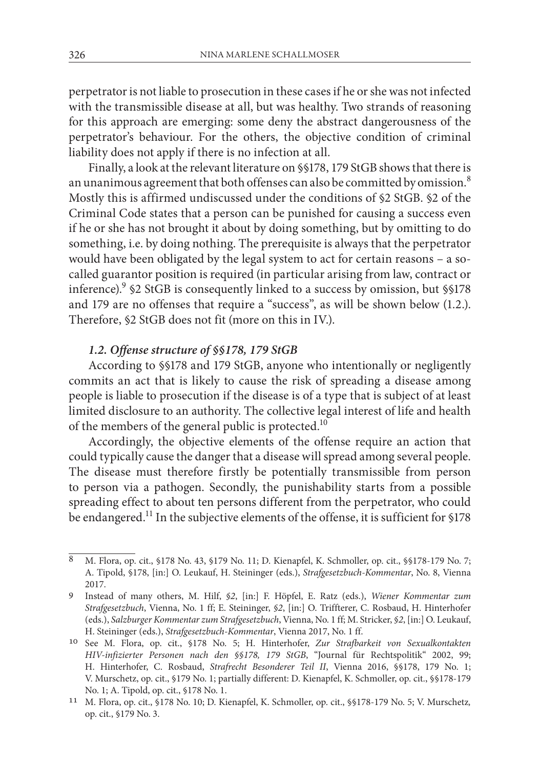perpetrator is not liable to prosecution in these cases if he or she was not infected with the transmissible disease at all, but was healthy. Two strands of reasoning for this approach are emerging: some deny the abstract dangerousness of the perpetrator's behaviour. For the others, the objective condition of criminal liability does not apply if there is no infection at all.

Finally, a look at the relevant literature on §§178, 179 StGB shows that there is an unanimous agreement that both offenses can also be committed by omission.[8] Mostly this is affirmed undiscussed under the conditions of §2 StGB. §2 of the Criminal Code states that a person can be punished for causing a success even if he or she has not brought it about by doing something, but by omitting to do something, i.e. by doing nothing. The prerequisite is always that the perpetrator would have been obligated by the legal system to act for certain reasons – a so-called guarantor position is required (in particular arising from law, contract or inference).[9] §2 StGB is consequently linked to a success by omission, but §§178 and 179 are no offenses that require a "success", as will be shown below (1.2.). Therefore, §2 StGB does not fit (more on this in IV.).

### *1.2. Offense structure of §§178, 179 StGB*

According to §§178 and 179 StGB, anyone who intentionally or negligently commits an act that is likely to cause the risk of spreading a disease among people is liable to prosecution if the disease is of a type that is subject of at least limited disclosure to an authority. The collective legal interest of life and health of the members of the general public is protected.[10]

Accordingly, the objective elements of the offense require an action that could typically cause the danger that a disease will spread among several people. The disease must therefore firstly be potentially transmissible from person to person via a pathogen. Secondly, the punishability starts from a possible spreading effect to about ten persons different from the perpetrator, who could be endangered.[11] In the subjective elements of the offense, it is sufficient for §178

---

8 M. Flora, op. cit., §178 No. 43, §179 No. 11; D. Kienapfel, K. Schmoller, op. cit., §§178-179 No. 7; A. Tipold, §178, [in:] O. Leukauf, H. Steininger (eds.), *Strafgesetzbuch-Kommentar*, No. 8, Vienna 2017.

9 Instead of many others, M. Hilf, *§2*, [in:] F. Höpfel, E. Ratz (eds.), *Wiener Kommentar zum Strafgesetzbuch*, Vienna, No. 1 ff; E. Steininger, *§2*, [in:] O. Triffterer, C. Rosbaud, H. Hinterhofer (eds.), *Salzburger Kommentar zum Strafgesetzbuch*, Vienna, No. 1 ff; M. Stricker, *§2*, [in:] O. Leukauf, H. Steininger (eds.), *Strafgesetzbuch-Kommentar*, Vienna 2017, No. 1 ff.

10 See M. Flora, op. cit., §178 No. 5; H. Hinterhofer, *Zur Strafbarkeit von Sexualkontakten HIV-infizierter Personen nach den §§178, 179 StGB*, "Journal für Rechtspolitik" 2002, 99; H. Hinterhofer, C. Rosbaud, *Strafrecht Besonderer Teil II*, Vienna 2016, §§178, 179 No. 1; V. Murschetz, op. cit., §179 No. 1; partially different: D. Kienapfel, K. Schmoller, op. cit., §§178-179 No. 1; A. Tipold, op. cit., §178 No. 1.

11 M. Flora, op. cit., §178 No. 10; D. Kienapfel, K. Schmoller, op. cit., §§178-179 No. 5; V. Murschetz, op. cit., §179 No. 3.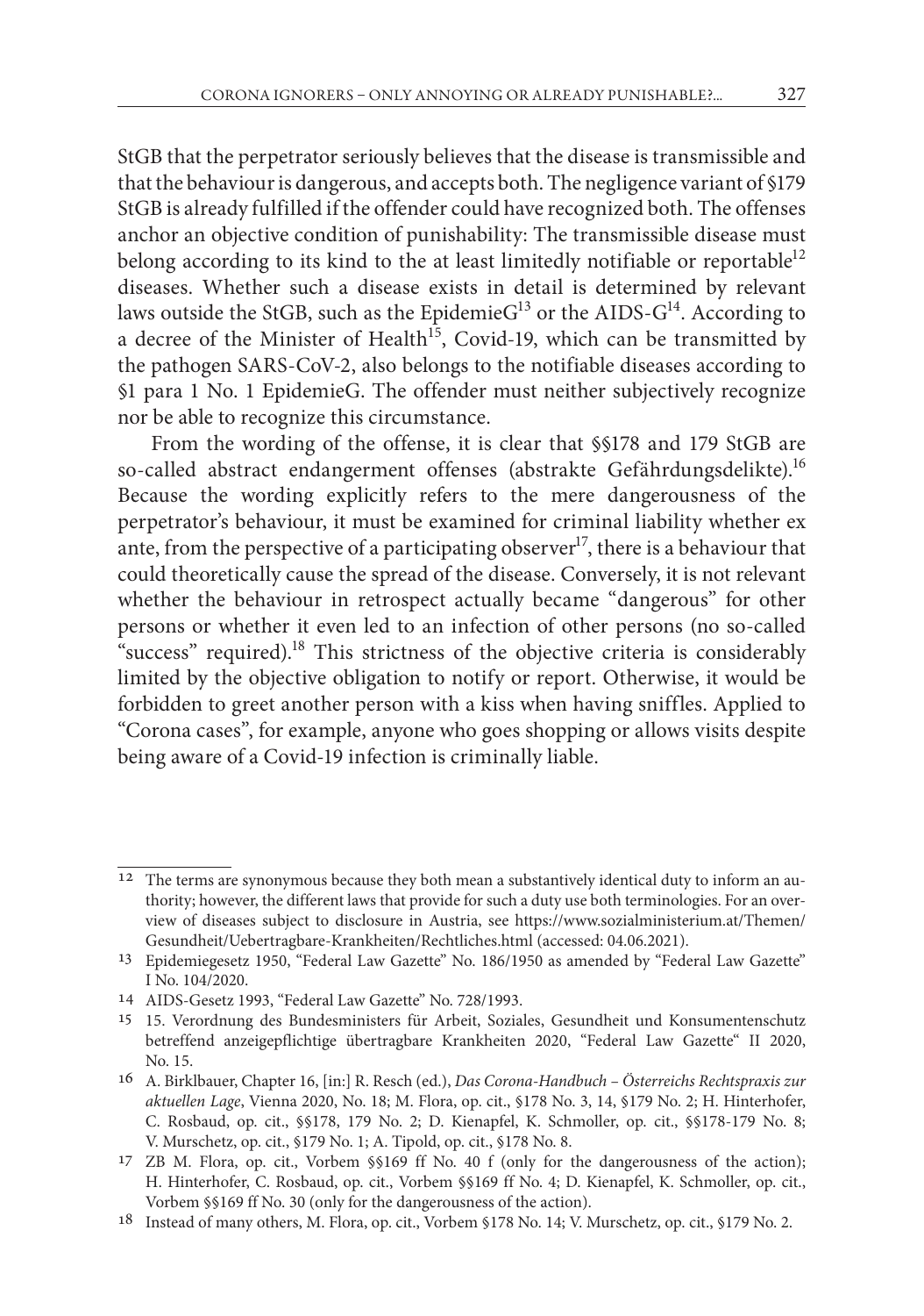StGB that the perpetrator seriously believes that the disease is transmissible and that the behaviour is dangerous, and accepts both. The negligence variant of §179 StGB is already fulfilled if the offender could have recognized both. The offenses anchor an objective condition of punishability: The transmissible disease must belong according to its kind to the at least limitedly notifiable or reportable[12] diseases. Whether such a disease exists in detail is determined by relevant laws outside the StGB, such as the EpidemieG[13] or the AIDS-G[14]. According to a decree of the Minister of Health[15], Covid-19, which can be transmitted by the pathogen SARS-CoV-2, also belongs to the notifiable diseases according to §1 para 1 No. 1 EpidemieG. The offender must neither subjectively recognize nor be able to recognize this circumstance.

From the wording of the offense, it is clear that §§178 and 179 StGB are so-called abstract endangerment offenses (abstrakte Gefährdungsdelikte).[16] Because the wording explicitly refers to the mere dangerousness of the perpetrator's behaviour, it must be examined for criminal liability whether ex ante, from the perspective of a participating observer[17], there is a behaviour that could theoretically cause the spread of the disease. Conversely, it is not relevant whether the behaviour in retrospect actually became "dangerous" for other persons or whether it even led to an infection of other persons (no so-called "success" required).[18] This strictness of the objective criteria is considerably limited by the objective obligation to notify or report. Otherwise, it would be forbidden to greet another person with a kiss when having sniffles. Applied to "Corona cases", for example, anyone who goes shopping or allows visits despite being aware of a Covid-19 infection is criminally liable.

---

[12] The terms are synonymous because they both mean a substantively identical duty to inform an authority; however, the different laws that provide for such a duty use both terminologies. For an overview of diseases subject to disclosure in Austria, see https://www.sozialministerium.at/Themen/Gesundheit/Uebertragbare-Krankheiten/Rechtliches.html (accessed: 04.06.2021).

[13] Epidemiegesetz 1950, "Federal Law Gazette" No. 186/1950 as amended by "Federal Law Gazette" I No. 104/2020.

[14] AIDS-Gesetz 1993, "Federal Law Gazette" No. 728/1993.

[15] 15. Verordnung des Bundesministers für Arbeit, Soziales, Gesundheit und Konsumentenschutz betreffend anzeigepflichtige übertragbare Krankheiten 2020, "Federal Law Gazette" II 2020, No. 15.

[16] A. Birklbauer, Chapter 16, [in:] R. Resch (ed.), *Das Corona-Handbuch – Österreichs Rechtspraxis zur aktuellen Lage*, Vienna 2020, No. 18; M. Flora, op. cit., §178 No. 3, 14, §179 No. 2; H. Hinterhofer, C. Rosbaud, op. cit., §§178, 179 No. 2; D. Kienapfel, K. Schmoller, op. cit., §§178-179 No. 8; V. Murschetz, op. cit., §179 No. 1; A. Tipold, op. cit., §178 No. 8.

[17] ZB M. Flora, op. cit., Vorbem §§169 ff No. 40 f (only for the dangerousness of the action); H. Hinterhofer, C. Rosbaud, op. cit., Vorbem §§169 ff No. 4; D. Kienapfel, K. Schmoller, op. cit., Vorbem §§169 ff No. 30 (only for the dangerousness of the action).

[18] Instead of many others, M. Flora, op. cit., Vorbem §178 No. 14; V. Murschetz, op. cit., §179 No. 2.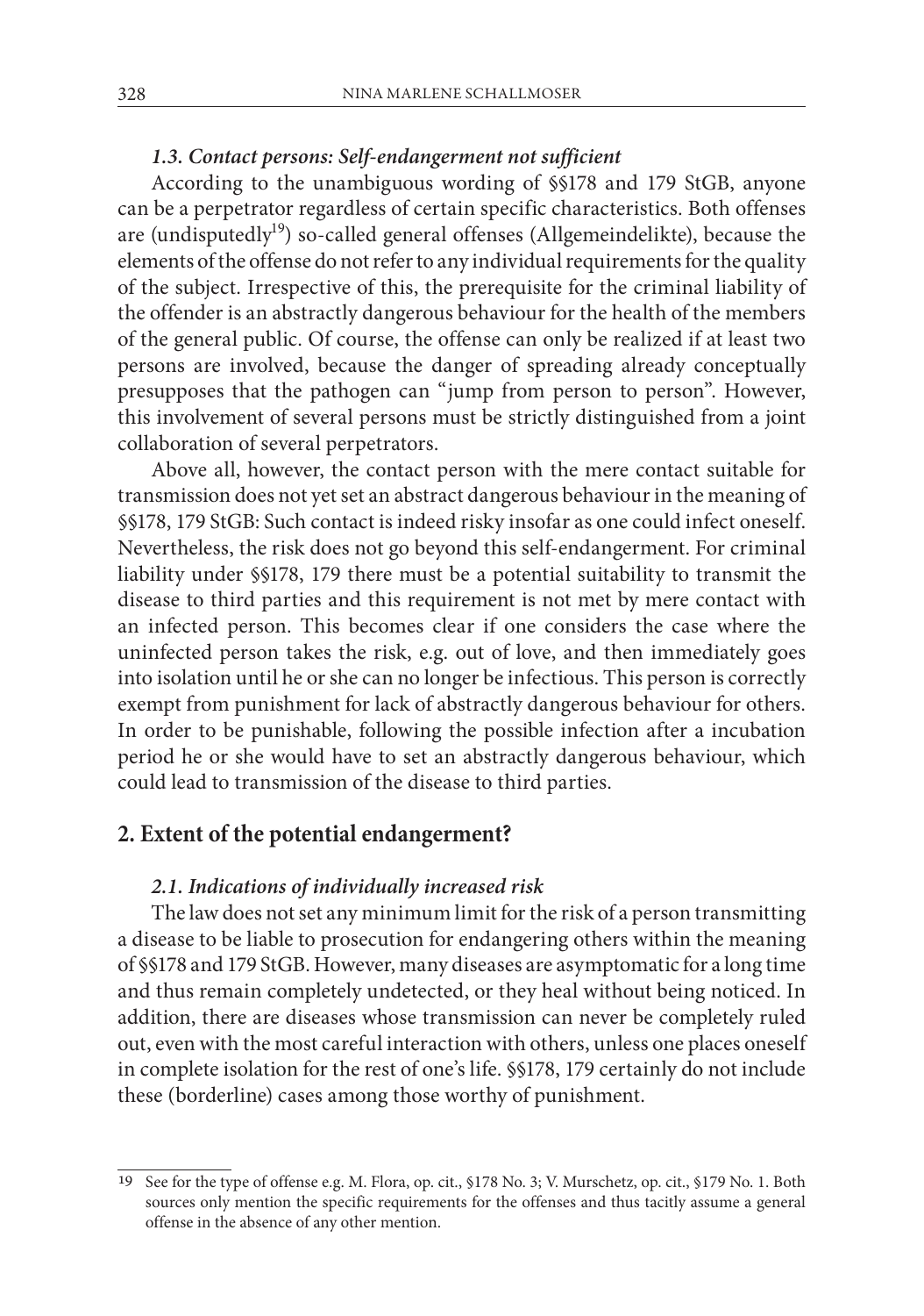### *1.3. Contact persons: Self-endangerment not sufficient*

According to the unambiguous wording of §§178 and 179 StGB, anyone can be a perpetrator regardless of certain specific characteristics. Both offenses are (undisputedly[19]) so-called general offenses (Allgemeindelikte), because the elements of the offense do not refer to any individual requirements for the quality of the subject. Irrespective of this, the prerequisite for the criminal liability of the offender is an abstractly dangerous behaviour for the health of the members of the general public. Of course, the offense can only be realized if at least two persons are involved, because the danger of spreading already conceptually presupposes that the pathogen can "jump from person to person". However, this involvement of several persons must be strictly distinguished from a joint collaboration of several perpetrators.

Above all, however, the contact person with the mere contact suitable for transmission does not yet set an abstract dangerous behaviour in the meaning of §§178, 179 StGB: Such contact is indeed risky insofar as one could infect oneself. Nevertheless, the risk does not go beyond this self-endangerment. For criminal liability under §§178, 179 there must be a potential suitability to transmit the disease to third parties and this requirement is not met by mere contact with an infected person. This becomes clear if one considers the case where the uninfected person takes the risk, e.g. out of love, and then immediately goes into isolation until he or she can no longer be infectious. This person is correctly exempt from punishment for lack of abstractly dangerous behaviour for others. In order to be punishable, following the possible infection after a incubation period he or she would have to set an abstractly dangerous behaviour, which could lead to transmission of the disease to third parties.

## 2. Extent of the potential endangerment?

### *2.1. Indications of individually increased risk*

The law does not set any minimum limit for the risk of a person transmitting a disease to be liable to prosecution for endangering others within the meaning of §§178 and 179 StGB. However, many diseases are asymptomatic for a long time and thus remain completely undetected, or they heal without being noticed. In addition, there are diseases whose transmission can never be completely ruled out, even with the most careful interaction with others, unless one places oneself in complete isolation for the rest of one's life. §§178, 179 certainly do not include these (borderline) cases among those worthy of punishment.

---

[19] See for the type of offense e.g. M. Flora, op. cit., §178 No. 3; V. Murschetz, op. cit., §179 No. 1. Both sources only mention the specific requirements for the offenses and thus tacitly assume a general offense in the absence of any other mention.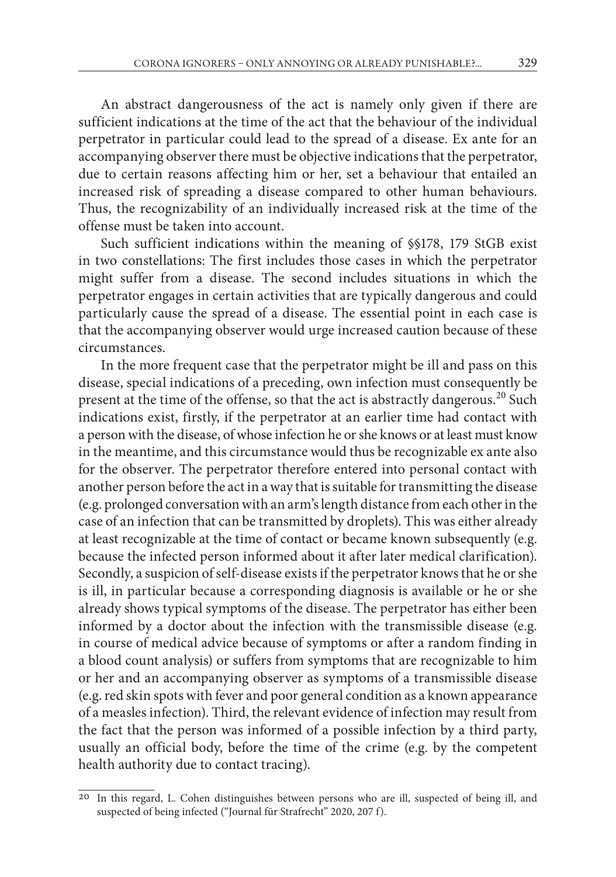An abstract dangerousness of the act is namely only given if there are sufficient indications at the time of the act that the behaviour of the individual perpetrator in particular could lead to the spread of a disease. Ex ante for an accompanying observer there must be objective indications that the perpetrator, due to certain reasons affecting him or her, set a behaviour that entailed an increased risk of spreading a disease compared to other human behaviours. Thus, the recognizability of an individually increased risk at the time of the offense must be taken into account.

Such sufficient indications within the meaning of §§178, 179 StGB exist in two constellations: The first includes those cases in which the perpetrator might suffer from a disease. The second includes situations in which the perpetrator engages in certain activities that are typically dangerous and could particularly cause the spread of a disease. The essential point in each case is that the accompanying observer would urge increased caution because of these circumstances.

In the more frequent case that the perpetrator might be ill and pass on this disease, special indications of a preceding, own infection must consequently be present at the time of the offense, so that the act is abstractly dangerous.[20] Such indications exist, firstly, if the perpetrator at an earlier time had contact with a person with the disease, of whose infection he or she knows or at least must know in the meantime, and this circumstance would thus be recognizable ex ante also for the observer. The perpetrator therefore entered into personal contact with another person before the act in a way that is suitable for transmitting the disease (e.g. prolonged conversation with an arm's length distance from each other in the case of an infection that can be transmitted by droplets). This was either already at least recognizable at the time of contact or became known subsequently (e.g. because the infected person informed about it after later medical clarification). Secondly, a suspicion of self-disease exists if the perpetrator knows that he or she is ill, in particular because a corresponding diagnosis is available or he or she already shows typical symptoms of the disease. The perpetrator has either been informed by a doctor about the infection with the transmissible disease (e.g. in course of medical advice because of symptoms or after a random finding in a blood count analysis) or suffers from symptoms that are recognizable to him or her and an accompanying observer as symptoms of a transmissible disease (e.g. red skin spots with fever and poor general condition as a known appearance of a measles infection). Third, the relevant evidence of infection may result from the fact that the person was informed of a possible infection by a third party, usually an official body, before the time of the crime (e.g. by the competent health authority due to contact tracing).

[20] In this regard, L. Cohen distinguishes between persons who are ill, suspected of being ill, and suspected of being infected ("Journal für Strafrecht" 2020, 207 f).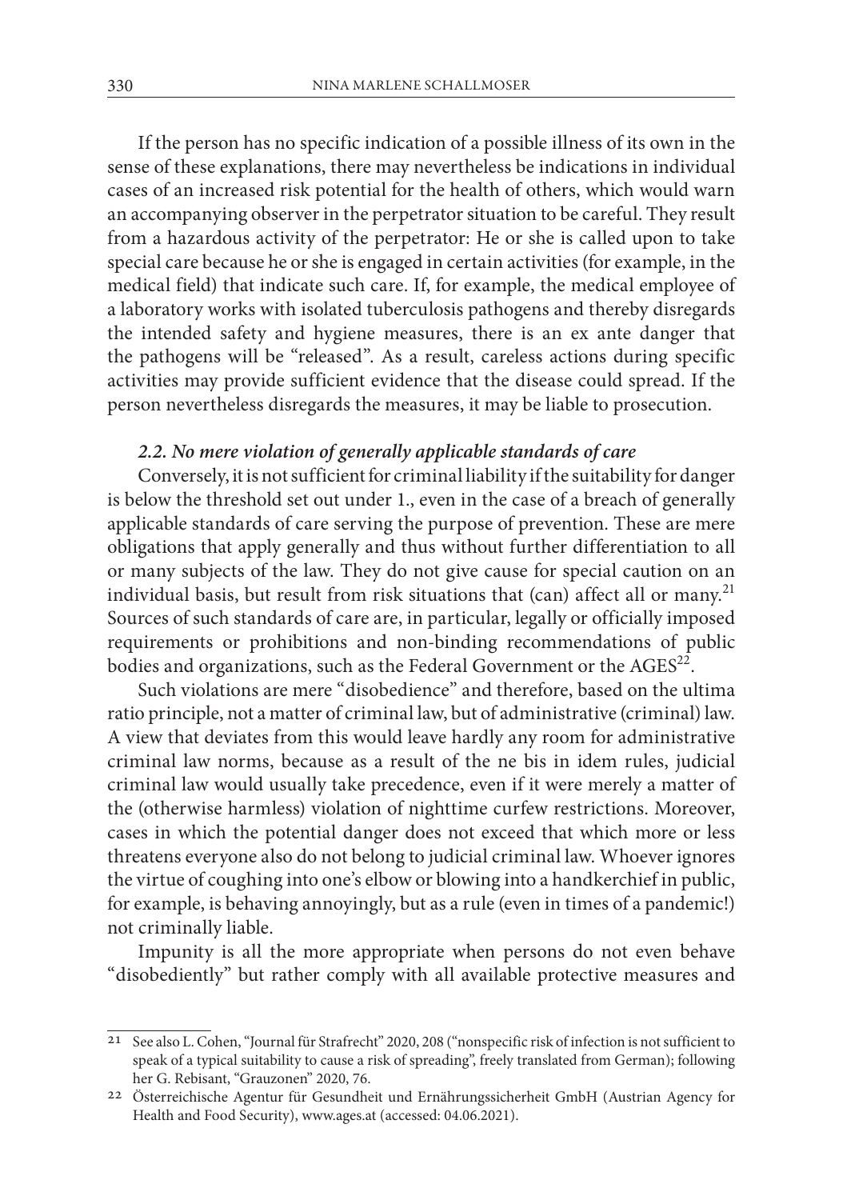If the person has no specific indication of a possible illness of its own in the sense of these explanations, there may nevertheless be indications in individual cases of an increased risk potential for the health of others, which would warn an accompanying observer in the perpetrator situation to be careful. They result from a hazardous activity of the perpetrator: He or she is called upon to take special care because he or she is engaged in certain activities (for example, in the medical field) that indicate such care. If, for example, the medical employee of a laboratory works with isolated tuberculosis pathogens and thereby disregards the intended safety and hygiene measures, there is an ex ante danger that the pathogens will be "released". As a result, careless actions during specific activities may provide sufficient evidence that the disease could spread. If the person nevertheless disregards the measures, it may be liable to prosecution.

### *2.2. No mere violation of generally applicable standards of care*

Conversely, it is not sufficient for criminal liability if the suitability for danger is below the threshold set out under 1., even in the case of a breach of generally applicable standards of care serving the purpose of prevention. These are mere obligations that apply generally and thus without further differentiation to all or many subjects of the law. They do not give cause for special caution on an individual basis, but result from risk situations that (can) affect all or many.[21] Sources of such standards of care are, in particular, legally or officially imposed requirements or prohibitions and non-binding recommendations of public bodies and organizations, such as the Federal Government or the AGES[22].

Such violations are mere "disobedience" and therefore, based on the ultima ratio principle, not a matter of criminal law, but of administrative (criminal) law. A view that deviates from this would leave hardly any room for administrative criminal law norms, because as a result of the ne bis in idem rules, judicial criminal law would usually take precedence, even if it were merely a matter of the (otherwise harmless) violation of nighttime curfew restrictions. Moreover, cases in which the potential danger does not exceed that which more or less threatens everyone also do not belong to judicial criminal law. Whoever ignores the virtue of coughing into one's elbow or blowing into a handkerchief in public, for example, is behaving annoyingly, but as a rule (even in times of a pandemic!) not criminally liable.

Impunity is all the more appropriate when persons do not even behave "disobediently" but rather comply with all available protective measures and

---

[21] See also L. Cohen, "Journal für Strafrecht" 2020, 208 ("nonspecific risk of infection is not sufficient to speak of a typical suitability to cause a risk of spreading", freely translated from German); following her G. Rebisant, "Grauzonen" 2020, 76.

[22] Österreichische Agentur für Gesundheit und Ernährungssicherheit GmbH (Austrian Agency for Health and Food Security), www.ages.at (accessed: 04.06.2021).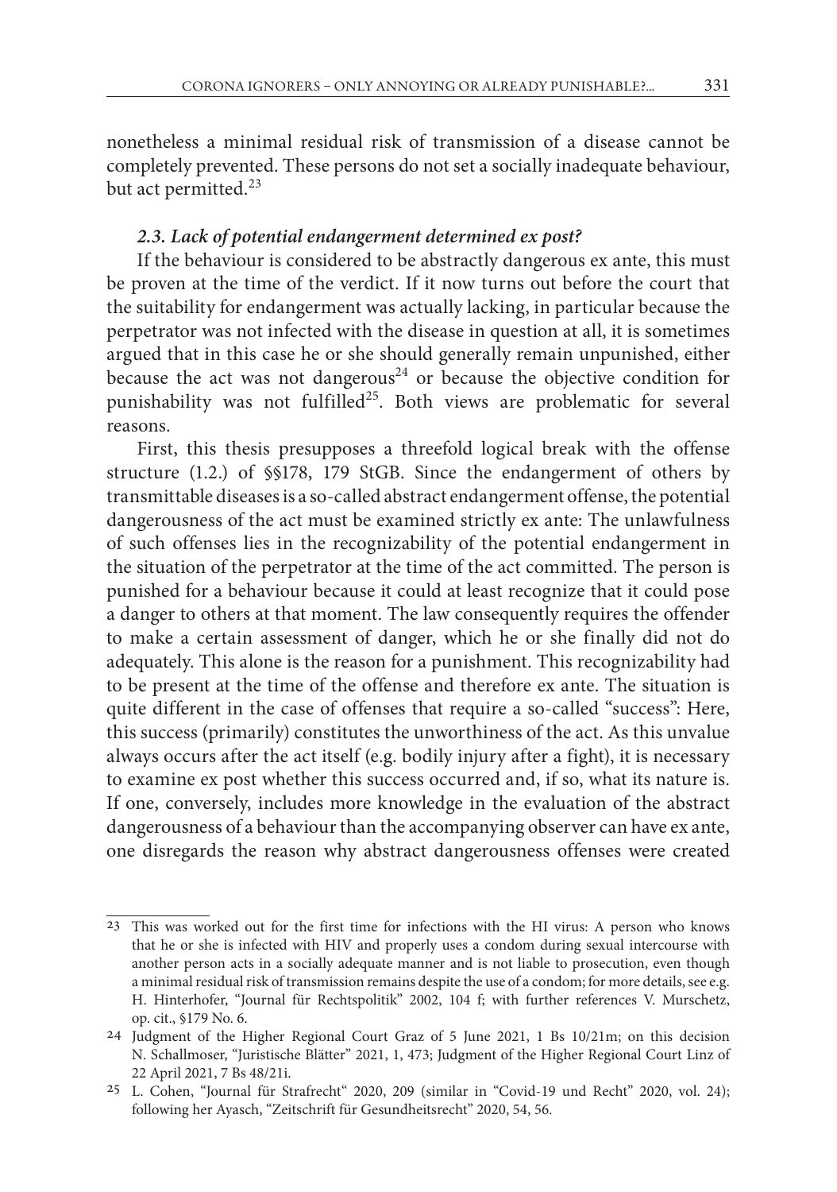nonetheless a minimal residual risk of transmission of a disease cannot be completely prevented. These persons do not set a socially inadequate behaviour, but act permitted.[23]

### *2.3. Lack of potential endangerment determined ex post?*

If the behaviour is considered to be abstractly dangerous ex ante, this must be proven at the time of the verdict. If it now turns out before the court that the suitability for endangerment was actually lacking, in particular because the perpetrator was not infected with the disease in question at all, it is sometimes argued that in this case he or she should generally remain unpunished, either because the act was not dangerous[24] or because the objective condition for punishability was not fulfilled[25]. Both views are problematic for several reasons.

First, this thesis presupposes a threefold logical break with the offense structure (1.2.) of §§178, 179 StGB. Since the endangerment of others by transmittable diseases is a so-called abstract endangerment offense, the potential dangerousness of the act must be examined strictly ex ante: The unlawfulness of such offenses lies in the recognizability of the potential endangerment in the situation of the perpetrator at the time of the act committed. The person is punished for a behaviour because it could at least recognize that it could pose a danger to others at that moment. The law consequently requires the offender to make a certain assessment of danger, which he or she finally did not do adequately. This alone is the reason for a punishment. This recognizability had to be present at the time of the offense and therefore ex ante. The situation is quite different in the case of offenses that require a so-called "success": Here, this success (primarily) constitutes the unworthiness of the act. As this unvalue always occurs after the act itself (e.g. bodily injury after a fight), it is necessary to examine ex post whether this success occurred and, if so, what its nature is. If one, conversely, includes more knowledge in the evaluation of the abstract dangerousness of a behaviour than the accompanying observer can have ex ante, one disregards the reason why abstract dangerousness offenses were created

---

[23] This was worked out for the first time for infections with the HI virus: A person who knows that he or she is infected with HIV and properly uses a condom during sexual intercourse with another person acts in a socially adequate manner and is not liable to prosecution, even though a minimal residual risk of transmission remains despite the use of a condom; for more details, see e.g. H. Hinterhofer, "Journal für Rechtspolitik" 2002, 104 f; with further references V. Murschetz, op. cit., §179 No. 6.

[24] Judgment of the Higher Regional Court Graz of 5 June 2021, 1 Bs 10/21m; on this decision N. Schallmoser, "Juristische Blätter" 2021, 1, 473; Judgment of the Higher Regional Court Linz of 22 April 2021, 7 Bs 48/21i.

[25] L. Cohen, "Journal für Strafrecht" 2020, 209 (similar in "Covid-19 und Recht" 2020, vol. 24); following her Ayasch, "Zeitschrift für Gesundheitsrecht" 2020, 54, 56.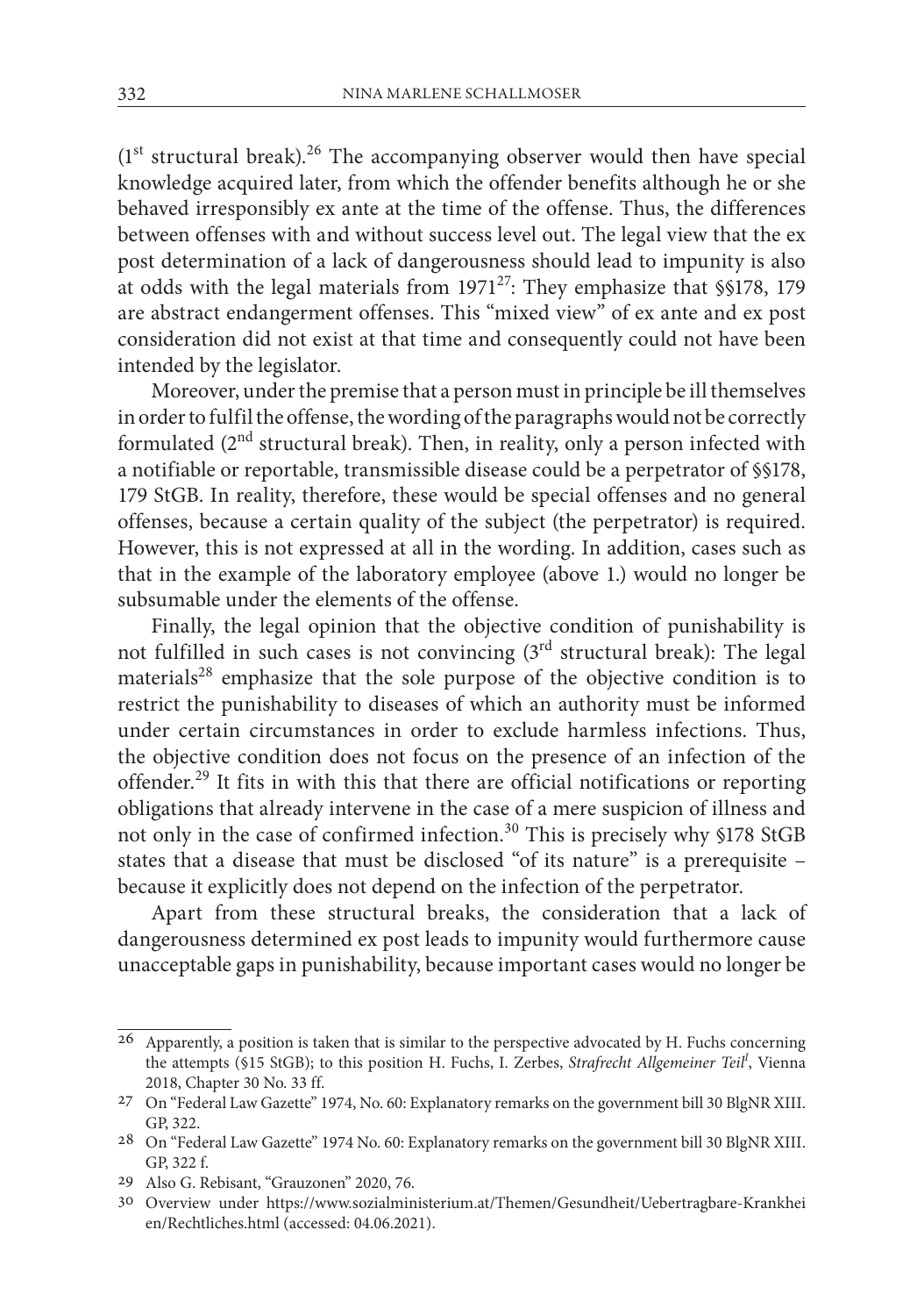(1st structural break).[26] The accompanying observer would then have special knowledge acquired later, from which the offender benefits although he or she behaved irresponsibly ex ante at the time of the offense. Thus, the differences between offenses with and without success level out. The legal view that the ex post determination of a lack of dangerousness should lead to impunity is also at odds with the legal materials from 1971[27]: They emphasize that §§178, 179 are abstract endangerment offenses. This "mixed view" of ex ante and ex post consideration did not exist at that time and consequently could not have been intended by the legislator.

Moreover, under the premise that a person must in principle be ill themselves in order to fulfil the offense, the wording of the paragraphs would not be correctly formulated (2nd structural break). Then, in reality, only a person infected with a notifiable or reportable, transmissible disease could be a perpetrator of §§178, 179 StGB. In reality, therefore, these would be special offenses and no general offenses, because a certain quality of the subject (the perpetrator) is required. However, this is not expressed at all in the wording. In addition, cases such as that in the example of the laboratory employee (above 1.) would no longer be subsumable under the elements of the offense.

Finally, the legal opinion that the objective condition of punishability is not fulfilled in such cases is not convincing (3rd structural break): The legal materials[28] emphasize that the sole purpose of the objective condition is to restrict the punishability to diseases of which an authority must be informed under certain circumstances in order to exclude harmless infections. Thus, the objective condition does not focus on the presence of an infection of the offender.[29] It fits in with this that there are official notifications or reporting obligations that already intervene in the case of a mere suspicion of illness and not only in the case of confirmed infection.[30] This is precisely why §178 StGB states that a disease that must be disclosed "of its nature" is a prerequisite – because it explicitly does not depend on the infection of the perpetrator.

Apart from these structural breaks, the consideration that a lack of dangerousness determined ex post leads to impunity would furthermore cause unacceptable gaps in punishability, because important cases would no longer be

---

26 Apparently, a position is taken that is similar to the perspective advocated by H. Fuchs concerning the attempts (§15 StGB); to this position H. Fuchs, I. Zerbes, *Strafrecht Allgemeiner Teil*[I], Vienna 2018, Chapter 30 No. 33 ff.

27 On "Federal Law Gazette" 1974, No. 60: Explanatory remarks on the government bill 30 BlgNR XIII. GP, 322.

28 On "Federal Law Gazette" 1974 No. 60: Explanatory remarks on the government bill 30 BlgNR XIII. GP, 322 f.

29 Also G. Rebisant, "Grauzonen" 2020, 76.

30 Overview under https://www.sozialministerium.at/Themen/Gesundheit/Uebertragbare-Krankheien/Rechtliches.html (accessed: 04.06.2021).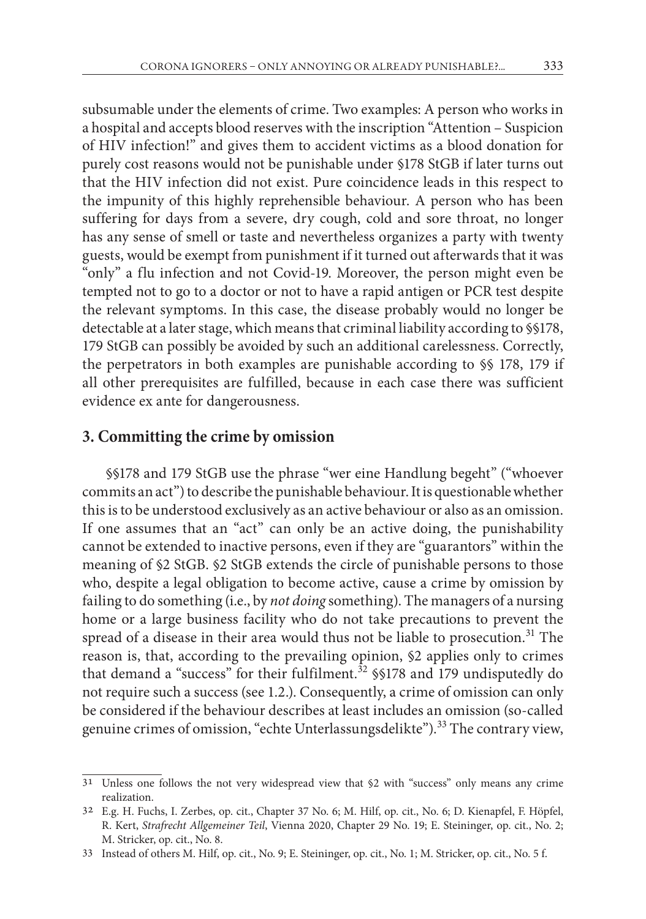subsumable under the elements of crime. Two examples: A person who works in a hospital and accepts blood reserves with the inscription "Attention – Suspicion of HIV infection!" and gives them to accident victims as a blood donation for purely cost reasons would not be punishable under §178 StGB if later turns out that the HIV infection did not exist. Pure coincidence leads in this respect to the impunity of this highly reprehensible behaviour. A person who has been suffering for days from a severe, dry cough, cold and sore throat, no longer has any sense of smell or taste and nevertheless organizes a party with twenty guests, would be exempt from punishment if it turned out afterwards that it was "only" a flu infection and not Covid-19. Moreover, the person might even be tempted not to go to a doctor or not to have a rapid antigen or PCR test despite the relevant symptoms. In this case, the disease probably would no longer be detectable at a later stage, which means that criminal liability according to §§178, 179 StGB can possibly be avoided by such an additional carelessness. Correctly, the perpetrators in both examples are punishable according to §§ 178, 179 if all other prerequisites are fulfilled, because in each case there was sufficient evidence ex ante for dangerousness.

## 3. Committing the crime by omission

§§178 and 179 StGB use the phrase "wer eine Handlung begeht" ("whoever commits an act") to describe the punishable behaviour. It is questionable whether this is to be understood exclusively as an active behaviour or also as an omission. If one assumes that an "act" can only be an active doing, the punishability cannot be extended to inactive persons, even if they are "guarantors" within the meaning of §2 StGB. §2 StGB extends the circle of punishable persons to those who, despite a legal obligation to become active, cause a crime by omission by failing to do something (i.e., by *not doing* something). The managers of a nursing home or a large business facility who do not take precautions to prevent the spread of a disease in their area would thus not be liable to prosecution.[31] The reason is, that, according to the prevailing opinion, §2 applies only to crimes that demand a "success" for their fulfilment.[32] §§178 and 179 undisputedly do not require such a success (see 1.2.). Consequently, a crime of omission can only be considered if the behaviour describes at least includes an omission (so-called genuine crimes of omission, "echte Unterlassungsdelikte").[33] The contrary view,

---

[31] Unless one follows the not very widespread view that §2 with "success" only means any crime realization.

[32] E.g. H. Fuchs, I. Zerbes, op. cit., Chapter 37 No. 6; M. Hilf, op. cit., No. 6; D. Kienapfel, F. Höpfel, R. Kert, *Strafrecht Allgemeiner Teil*, Vienna 2020, Chapter 29 No. 19; E. Steininger, op. cit., No. 2; M. Stricker, op. cit., No. 8.

[33] Instead of others M. Hilf, op. cit., No. 9; E. Steininger, op. cit., No. 1; M. Stricker, op. cit., No. 5 f.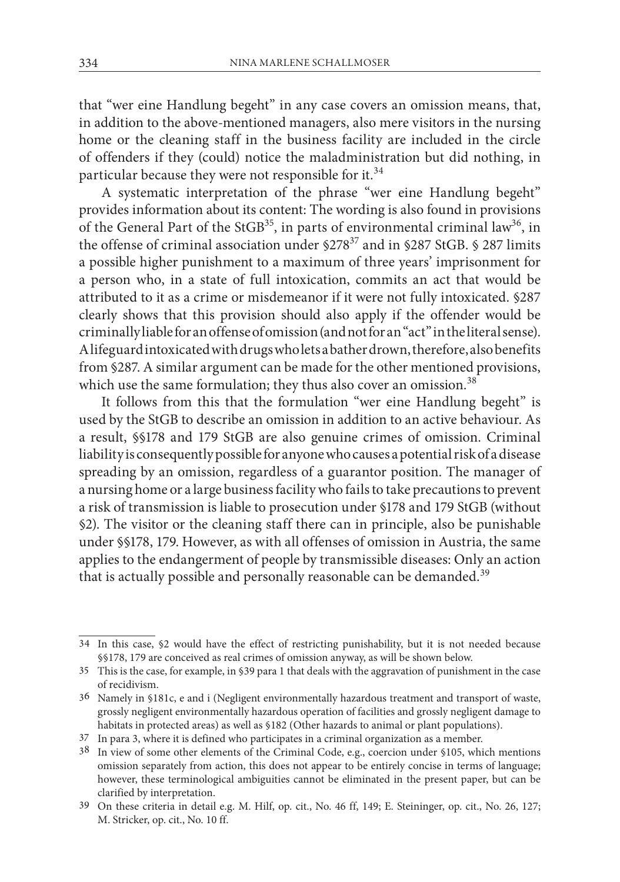that "wer eine Handlung begeht" in any case covers an omission means, that, in addition to the above-mentioned managers, also mere visitors in the nursing home or the cleaning staff in the business facility are included in the circle of offenders if they (could) notice the maladministration but did nothing, in particular because they were not responsible for it.[34]

A systematic interpretation of the phrase "wer eine Handlung begeht" provides information about its content: The wording is also found in provisions of the General Part of the StGB[35], in parts of environmental criminal law[36], in the offense of criminal association under §278[37] and in §287 StGB. § 287 limits a possible higher punishment to a maximum of three years' imprisonment for a person who, in a state of full intoxication, commits an act that would be attributed to it as a crime or misdemeanor if it were not fully intoxicated. §287 clearly shows that this provision should also apply if the offender would be criminally liable for an offense of omission (and not for an "act" in the literal sense). A lifeguard intoxicated with drugs who lets a bather drown, therefore, also benefits from §287. A similar argument can be made for the other mentioned provisions, which use the same formulation; they thus also cover an omission.[38]

It follows from this that the formulation "wer eine Handlung begeht" is used by the StGB to describe an omission in addition to an active behaviour. As a result, §§178 and 179 StGB are also genuine crimes of omission. Criminal liability is consequently possible for anyone who causes a potential risk of a disease spreading by an omission, regardless of a guarantor position. The manager of a nursing home or a large business facility who fails to take precautions to prevent a risk of transmission is liable to prosecution under §178 and 179 StGB (without §2). The visitor or the cleaning staff there can in principle, also be punishable under §§178, 179. However, as with all offenses of omission in Austria, the same applies to the endangerment of people by transmissible diseases: Only an action that is actually possible and personally reasonable can be demanded.[39]

---

34 In this case, §2 would have the effect of restricting punishability, but it is not needed because §§178, 179 are conceived as real crimes of omission anyway, as will be shown below.

35 This is the case, for example, in §39 para 1 that deals with the aggravation of punishment in the case of recidivism.

36 Namely in §181c, e and i (Negligent environmentally hazardous treatment and transport of waste, grossly negligent environmentally hazardous operation of facilities and grossly negligent damage to habitats in protected areas) as well as §182 (Other hazards to animal or plant populations).

37 In para 3, where it is defined who participates in a criminal organization as a member.

38 In view of some other elements of the Criminal Code, e.g., coercion under §105, which mentions omission separately from action, this does not appear to be entirely concise in terms of language; however, these terminological ambiguities cannot be eliminated in the present paper, but can be clarified by interpretation.

39 On these criteria in detail e.g. M. Hilf, op. cit., No. 46 ff, 149; E. Steininger, op. cit., No. 26, 127; M. Stricker, op. cit., No. 10 ff.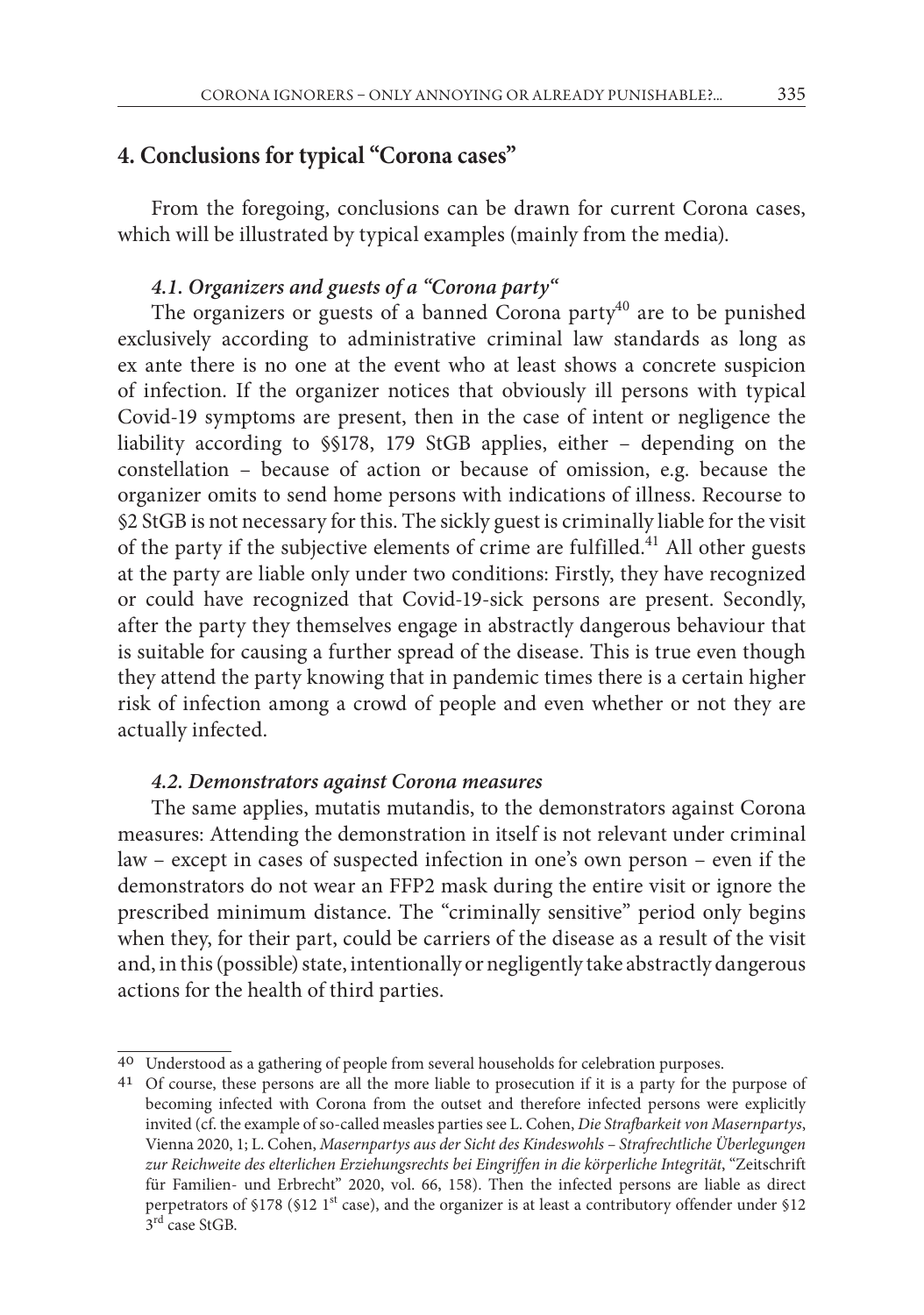## 4. Conclusions for typical "Corona cases"

From the foregoing, conclusions can be drawn for current Corona cases, which will be illustrated by typical examples (mainly from the media).

### *4.1. Organizers and guests of a "Corona party"*

The organizers or guests of a banned Corona party[40] are to be punished exclusively according to administrative criminal law standards as long as ex ante there is no one at the event who at least shows a concrete suspicion of infection. If the organizer notices that obviously ill persons with typical Covid-19 symptoms are present, then in the case of intent or negligence the liability according to §§178, 179 StGB applies, either – depending on the constellation – because of action or because of omission, e.g. because the organizer omits to send home persons with indications of illness. Recourse to §2 StGB is not necessary for this. The sickly guest is criminally liable for the visit of the party if the subjective elements of crime are fulfilled.[41] All other guests at the party are liable only under two conditions: Firstly, they have recognized or could have recognized that Covid-19-sick persons are present. Secondly, after the party they themselves engage in abstractly dangerous behaviour that is suitable for causing a further spread of the disease. This is true even though they attend the party knowing that in pandemic times there is a certain higher risk of infection among a crowd of people and even whether or not they are actually infected.

### *4.2. Demonstrators against Corona measures*

The same applies, mutatis mutandis, to the demonstrators against Corona measures: Attending the demonstration in itself is not relevant under criminal law – except in cases of suspected infection in one's own person – even if the demonstrators do not wear an FFP2 mask during the entire visit or ignore the prescribed minimum distance. The "criminally sensitive" period only begins when they, for their part, could be carriers of the disease as a result of the visit and, in this (possible) state, intentionally or negligently take abstractly dangerous actions for the health of third parties.

---

[40] Understood as a gathering of people from several households for celebration purposes.

[41] Of course, these persons are all the more liable to prosecution if it is a party for the purpose of becoming infected with Corona from the outset and therefore infected persons were explicitly invited (cf. the example of so-called measles parties see L. Cohen, *Die Strafbarkeit von Masernpartys*, Vienna 2020, 1; L. Cohen, *Masernpartys aus der Sicht des Kindeswohls – Strafrechtliche Überlegungen zur Reichweite des elterlichen Erziehungsrechts bei Eingriffen in die körperliche Integrität*, "Zeitschrift für Familien- und Erbrecht" 2020, vol. 66, 158). Then the infected persons are liable as direct perpetrators of §178 (§12 1st case), and the organizer is at least a contributory offender under §12 3rd case StGB.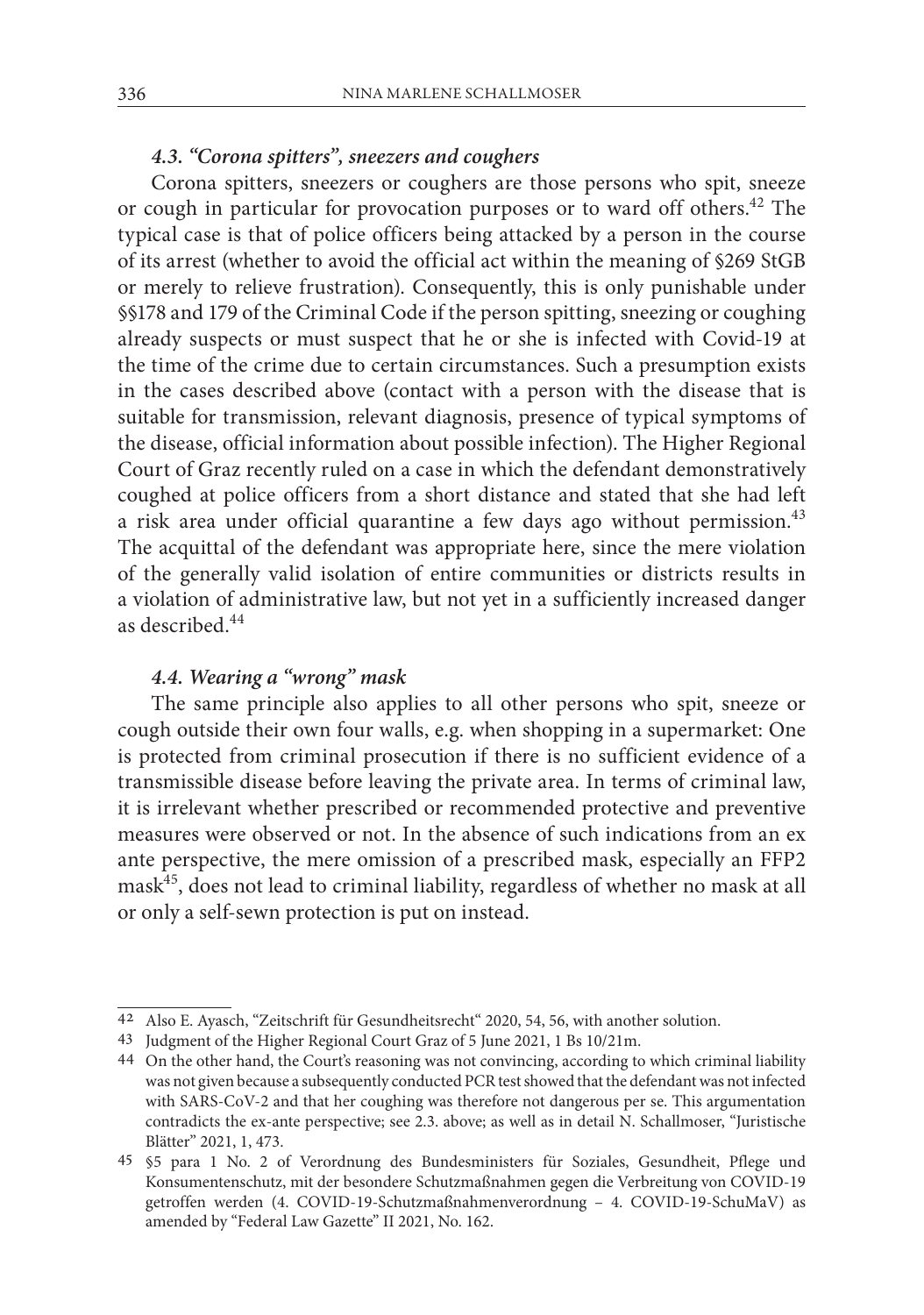### *4.3. "Corona spitters", sneezers and coughers*

Corona spitters, sneezers or coughers are those persons who spit, sneeze or cough in particular for provocation purposes or to ward off others.[42] The typical case is that of police officers being attacked by a person in the course of its arrest (whether to avoid the official act within the meaning of §269 StGB or merely to relieve frustration). Consequently, this is only punishable under §§178 and 179 of the Criminal Code if the person spitting, sneezing or coughing already suspects or must suspect that he or she is infected with Covid-19 at the time of the crime due to certain circumstances. Such a presumption exists in the cases described above (contact with a person with the disease that is suitable for transmission, relevant diagnosis, presence of typical symptoms of the disease, official information about possible infection). The Higher Regional Court of Graz recently ruled on a case in which the defendant demonstratively coughed at police officers from a short distance and stated that she had left a risk area under official quarantine a few days ago without permission.[43] The acquittal of the defendant was appropriate here, since the mere violation of the generally valid isolation of entire communities or districts results in a violation of administrative law, but not yet in a sufficiently increased danger as described.[44]

### *4.4. Wearing a "wrong" mask*

The same principle also applies to all other persons who spit, sneeze or cough outside their own four walls, e.g. when shopping in a supermarket: One is protected from criminal prosecution if there is no sufficient evidence of a transmissible disease before leaving the private area. In terms of criminal law, it is irrelevant whether prescribed or recommended protective and preventive measures were observed or not. In the absence of such indications from an ex ante perspective, the mere omission of a prescribed mask, especially an FFP2 mask[45], does not lead to criminal liability, regardless of whether no mask at all or only a self-sewn protection is put on instead.

---

[42] Also E. Ayasch, "Zeitschrift für Gesundheitsrecht" 2020, 54, 56, with another solution.

[43] Judgment of the Higher Regional Court Graz of 5 June 2021, 1 Bs 10/21m.

[44] On the other hand, the Court's reasoning was not convincing, according to which criminal liability was not given because a subsequently conducted PCR test showed that the defendant was not infected with SARS-CoV-2 and that her coughing was therefore not dangerous per se. This argumentation contradicts the ex-ante perspective; see 2.3. above; as well as in detail N. Schallmoser, "Juristische Blätter" 2021, 1, 473.

[45] §5 para 1 No. 2 of Verordnung des Bundesministers für Soziales, Gesundheit, Pflege und Konsumentenschutz, mit der besondere Schutzmaßnahmen gegen die Verbreitung von COVID-19 getroffen werden (4. COVID-19-Schutzmaßnahmenverordnung – 4. COVID-19-SchuMaV) as amended by "Federal Law Gazette" II 2021, No. 162.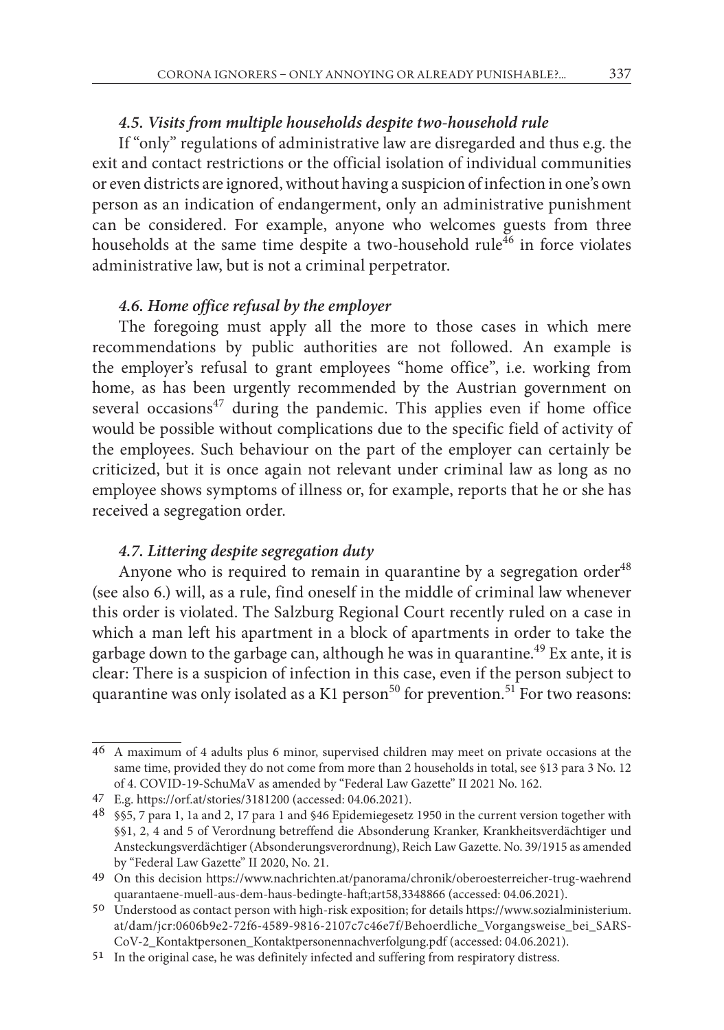### *4.5. Visits from multiple households despite two-household rule*

If "only" regulations of administrative law are disregarded and thus e.g. the exit and contact restrictions or the official isolation of individual communities or even districts are ignored, without having a suspicion of infection in one's own person as an indication of endangerment, only an administrative punishment can be considered. For example, anyone who welcomes guests from three households at the same time despite a two-household rule[46] in force violates administrative law, but is not a criminal perpetrator.

### *4.6. Home office refusal by the employer*

The foregoing must apply all the more to those cases in which mere recommendations by public authorities are not followed. An example is the employer's refusal to grant employees "home office", i.e. working from home, as has been urgently recommended by the Austrian government on several occasions[47] during the pandemic. This applies even if home office would be possible without complications due to the specific field of activity of the employees. Such behaviour on the part of the employer can certainly be criticized, but it is once again not relevant under criminal law as long as no employee shows symptoms of illness or, for example, reports that he or she has received a segregation order.

### *4.7. Littering despite segregation duty*

Anyone who is required to remain in quarantine by a segregation order[48] (see also 6.) will, as a rule, find oneself in the middle of criminal law whenever this order is violated. The Salzburg Regional Court recently ruled on a case in which a man left his apartment in a block of apartments in order to take the garbage down to the garbage can, although he was in quarantine.[49] Ex ante, it is clear: There is a suspicion of infection in this case, even if the person subject to quarantine was only isolated as a K1 person[50] for prevention.[51] For two reasons:

---

[46] A maximum of 4 adults plus 6 minor, supervised children may meet on private occasions at the same time, provided they do not come from more than 2 households in total, see §13 para 3 No. 12 of 4. COVID-19-SchuMaV as amended by "Federal Law Gazette" II 2021 No. 162.

[47] E.g. https://orf.at/stories/3181200 (accessed: 04.06.2021).

[48] §§5, 7 para 1, 1a and 2, 17 para 1 and §46 Epidemiegesetz 1950 in the current version together with §§1, 2, 4 and 5 of Verordnung betreffend die Absonderung Kranker, Krankheitsverdächtiger und Ansteckungsverdächtiger (Absonderungsverordnung), Reich Law Gazette. No. 39/1915 as amended by "Federal Law Gazette" II 2020, No. 21.

[49] On this decision https://www.nachrichten.at/panorama/chronik/oberoesterreicher-trug-waehrend quarantaene-muell-aus-dem-haus-bedingte-haft;art58,3348866 (accessed: 04.06.2021).

[50] Understood as contact person with high-risk exposition; for details https://www.sozialministerium.at/dam/jcr:0606b9e2-72f6-4589-9816-2107c7c46e7f/Behoerdliche_Vorgangsweise_bei_SARS-CoV-2_Kontaktpersonen_Kontaktpersonennachverfolgung.pdf (accessed: 04.06.2021).

[51] In the original case, he was definitely infected and suffering from respiratory distress.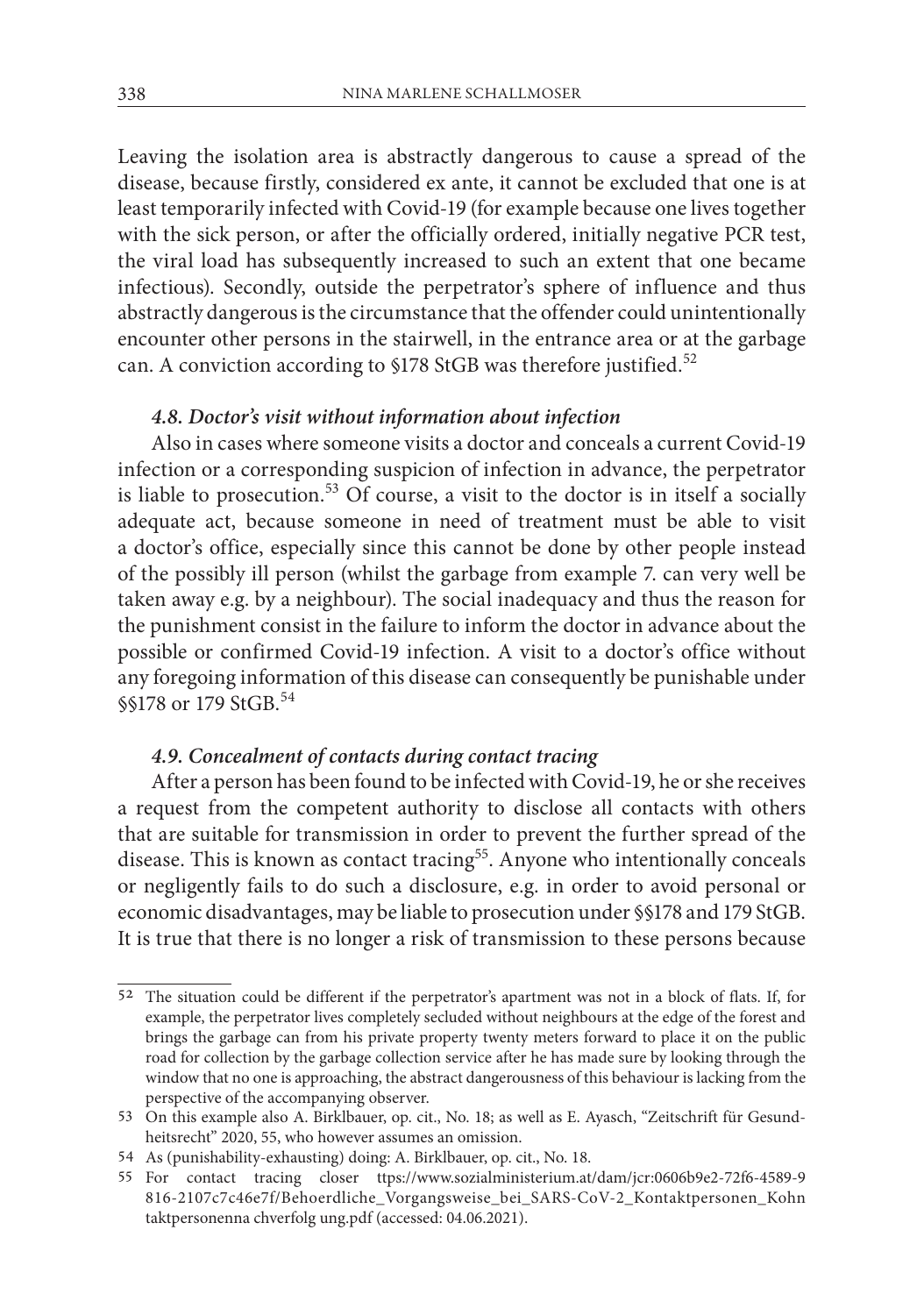Leaving the isolation area is abstractly dangerous to cause a spread of the disease, because firstly, considered ex ante, it cannot be excluded that one is at least temporarily infected with Covid-19 (for example because one lives together with the sick person, or after the officially ordered, initially negative PCR test, the viral load has subsequently increased to such an extent that one became infectious). Secondly, outside the perpetrator's sphere of influence and thus abstractly dangerous is the circumstance that the offender could unintentionally encounter other persons in the stairwell, in the entrance area or at the garbage can. A conviction according to §178 StGB was therefore justified.[52]

### *4.8. Doctor's visit without information about infection*

Also in cases where someone visits a doctor and conceals a current Covid-19 infection or a corresponding suspicion of infection in advance, the perpetrator is liable to prosecution.[53] Of course, a visit to the doctor is in itself a socially adequate act, because someone in need of treatment must be able to visit a doctor's office, especially since this cannot be done by other people instead of the possibly ill person (whilst the garbage from example 7. can very well be taken away e.g. by a neighbour). The social inadequacy and thus the reason for the punishment consist in the failure to inform the doctor in advance about the possible or confirmed Covid-19 infection. A visit to a doctor's office without any foregoing information of this disease can consequently be punishable under §§178 or 179 StGB.[54]

### *4.9. Concealment of contacts during contact tracing*

After a person has been found to be infected with Covid-19, he or she receives a request from the competent authority to disclose all contacts with others that are suitable for transmission in order to prevent the further spread of the disease. This is known as contact tracing[55]. Anyone who intentionally conceals or negligently fails to do such a disclosure, e.g. in order to avoid personal or economic disadvantages, may be liable to prosecution under §§178 and 179 StGB. It is true that there is no longer a risk of transmission to these persons because

---

[52] The situation could be different if the perpetrator's apartment was not in a block of flats. If, for example, the perpetrator lives completely secluded without neighbours at the edge of the forest and brings the garbage can from his private property twenty meters forward to place it on the public road for collection by the garbage collection service after he has made sure by looking through the window that no one is approaching, the abstract dangerousness of this behaviour is lacking from the perspective of the accompanying observer.

[53] On this example also A. Birklbauer, op. cit., No. 18; as well as E. Ayasch, "Zeitschrift für Gesundheitsrecht" 2020, 55, who however assumes an omission.

[54] As (punishability-exhausting) doing: A. Birklbauer, op. cit., No. 18.

[55] For contact tracing closer ttps://www.sozialministerium.at/dam/jcr:0606b9e2-72f6-4589-9816-2107c7c46e7f/Behoerdliche_Vorgangsweise_bei_SARS-CoV-2_Kontaktpersonen_Kohn taktpersonenna chverfolg ung.pdf (accessed: 04.06.2021).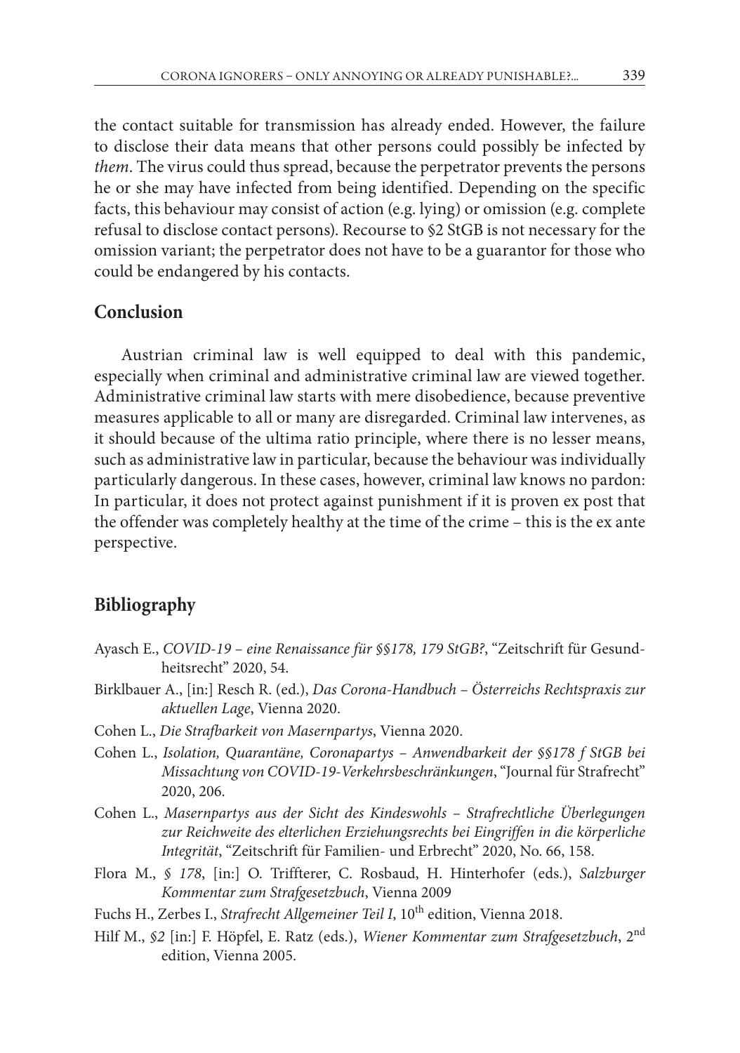the contact suitable for transmission has already ended. However, the failure to disclose their data means that other persons could possibly be infected by *them*. The virus could thus spread, because the perpetrator prevents the persons he or she may have infected from being identified. Depending on the specific facts, this behaviour may consist of action (e.g. lying) or omission (e.g. complete refusal to disclose contact persons). Recourse to §2 StGB is not necessary for the omission variant; the perpetrator does not have to be a guarantor for those who could be endangered by his contacts.

## Conclusion

Austrian criminal law is well equipped to deal with this pandemic, especially when criminal and administrative criminal law are viewed together. Administrative criminal law starts with mere disobedience, because preventive measures applicable to all or many are disregarded. Criminal law intervenes, as it should because of the ultima ratio principle, where there is no lesser means, such as administrative law in particular, because the behaviour was individually particularly dangerous. In these cases, however, criminal law knows no pardon: In particular, it does not protect against punishment if it is proven ex post that the offender was completely healthy at the time of the crime – this is the ex ante perspective.

## Bibliography

Ayasch E., *COVID-19 – eine Renaissance für §§178, 179 StGB?*, "Zeitschrift für Gesundheitsrecht" 2020, 54.

Birklbauer A., [in:] Resch R. (ed.), *Das Corona-Handbuch – Österreichs Rechtspraxis zur aktuellen Lage*, Vienna 2020.

Cohen L., *Die Strafbarkeit von Masernpartys*, Vienna 2020.

Cohen L., *Isolation, Quarantäne, Coronapartys – Anwendbarkeit der §§178 f StGB bei Missachtung von COVID-19-Verkehrsbeschränkungen*, "Journal für Strafrecht" 2020, 206.

Cohen L., *Masernpartys aus der Sicht des Kindeswohls – Strafrechtliche Überlegungen zur Reichweite des elterlichen Erziehungsrechts bei Eingriffen in die körperliche Integrität*, "Zeitschrift für Familien- und Erbrecht" 2020, No. 66, 158.

Flora M., *§ 178*, [in:] O. Triffterer, C. Rosbaud, H. Hinterhofer (eds.), *Salzburger Kommentar zum Strafgesetzbuch*, Vienna 2009

Fuchs H., Zerbes I., *Strafrecht Allgemeiner Teil I*, 10th edition, Vienna 2018.

Hilf M., *§2* [in:] F. Höpfel, E. Ratz (eds.), *Wiener Kommentar zum Strafgesetzbuch*, 2nd edition, Vienna 2005.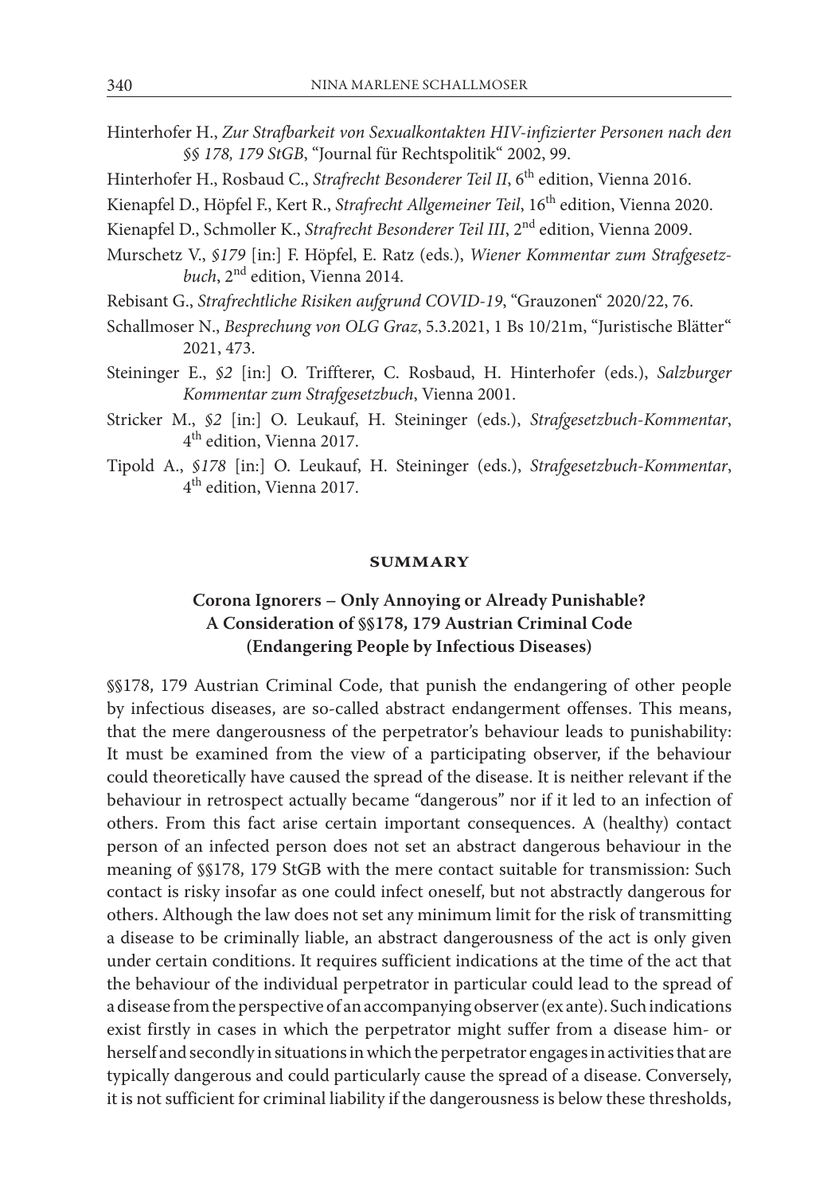Hinterhofer H., *Zur Strafbarkeit von Sexualkontakten HIV-infizierter Personen nach den §§ 178, 179 StGB*, "Journal für Rechtspolitik" 2002, 99.

Hinterhofer H., Rosbaud C., *Strafrecht Besonderer Teil II*, 6th edition, Vienna 2016.

Kienapfel D., Höpfel F., Kert R., *Strafrecht Allgemeiner Teil*, 16th edition, Vienna 2020.

Kienapfel D., Schmoller K., *Strafrecht Besonderer Teil III*, 2nd edition, Vienna 2009.

Murschetz V., *§179* [in:] F. Höpfel, E. Ratz (eds.), *Wiener Kommentar zum Strafgesetzbuch*, 2nd edition, Vienna 2014.

Rebisant G., *Strafrechtliche Risiken aufgrund COVID-19*, "Grauzonen" 2020/22, 76.

Schallmoser N., *Besprechung von OLG Graz*, 5.3.2021, 1 Bs 10/21m, "Juristische Blätter" 2021, 473.

Steininger E., *§2* [in:] O. Triffterer, C. Rosbaud, H. Hinterhofer (eds.), *Salzburger Kommentar zum Strafgesetzbuch*, Vienna 2001.

Stricker M., *§2* [in:] O. Leukauf, H. Steininger (eds.), *Strafgesetzbuch-Kommentar*, 4th edition, Vienna 2017.

Tipold A., *§178* [in:] O. Leukauf, H. Steininger (eds.), *Strafgesetzbuch-Kommentar*, 4th edition, Vienna 2017.

## SUMMARY

### Corona Ignorers – Only Annoying or Already Punishable? A Consideration of §§178, 179 Austrian Criminal Code (Endangering People by Infectious Diseases)

§§178, 179 Austrian Criminal Code, that punish the endangering of other people by infectious diseases, are so-called abstract endangerment offenses. This means, that the mere dangerousness of the perpetrator's behaviour leads to punishability: It must be examined from the view of a participating observer, if the behaviour could theoretically have caused the spread of the disease. It is neither relevant if the behaviour in retrospect actually became "dangerous" nor if it led to an infection of others. From this fact arise certain important consequences. A (healthy) contact person of an infected person does not set an abstract dangerous behaviour in the meaning of §§178, 179 StGB with the mere contact suitable for transmission: Such contact is risky insofar as one could infect oneself, but not abstractly dangerous for others. Although the law does not set any minimum limit for the risk of transmitting a disease to be criminally liable, an abstract dangerousness of the act is only given under certain conditions. It requires sufficient indications at the time of the act that the behaviour of the individual perpetrator in particular could lead to the spread of a disease from the perspective of an accompanying observer (ex ante). Such indications exist firstly in cases in which the perpetrator might suffer from a disease him- or herself and secondly in situations in which the perpetrator engages in activities that are typically dangerous and could particularly cause the spread of a disease. Conversely, it is not sufficient for criminal liability if the dangerousness is below these thresholds,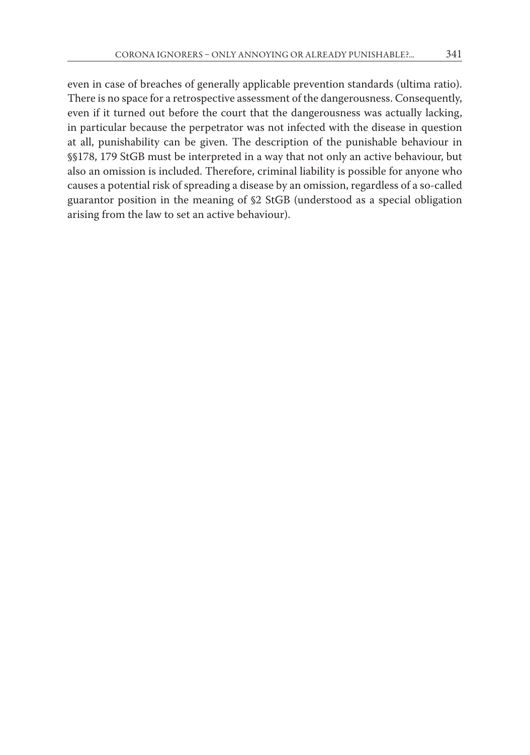even in case of breaches of generally applicable prevention standards (ultima ratio). There is no space for a retrospective assessment of the dangerousness. Consequently, even if it turned out before the court that the dangerousness was actually lacking, in particular because the perpetrator was not infected with the disease in question at all, punishability can be given. The description of the punishable behaviour in §§178, 179 StGB must be interpreted in a way that not only an active behaviour, but also an omission is included. Therefore, criminal liability is possible for anyone who causes a potential risk of spreading a disease by an omission, regardless of a so-called guarantor position in the meaning of §2 StGB (understood as a special obligation arising from the law to set an active behaviour).